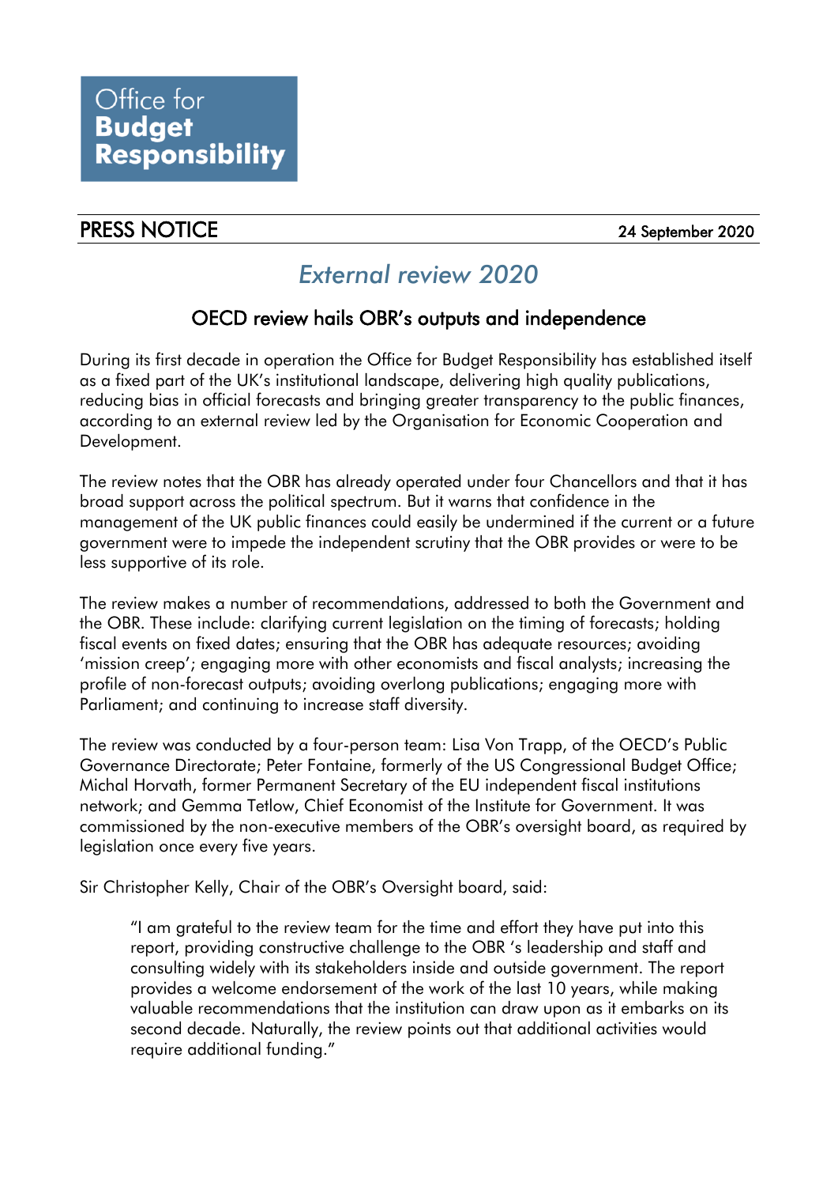Office for **Budget Responsibility**

**PRESS NOTICE** 24 September 2020

# *External review 2020*

## OECD review hails OBR's outputs and independence

During its first decade in operation the Office for Budget Responsibility has established itself as a fixed part of the UK's institutional landscape, delivering high quality publications, reducing bias in official forecasts and bringing greater transparency to the public finances, according to an external review led by the Organisation for Economic Cooperation and Development.

The review notes that the OBR has already operated under four Chancellors and that it has broad support across the political spectrum. But it warns that confidence in the management of the UK public finances could easily be undermined if the current or a future government were to impede the independent scrutiny that the OBR provides or were to be less supportive of its role.

The review makes a number of recommendations, addressed to both the Government and the OBR. These include: clarifying current legislation on the timing of forecasts; holding fiscal events on fixed dates; ensuring that the OBR has adequate resources; avoiding 'mission creep'; engaging more with other economists and fiscal analysts; increasing the profile of non-forecast outputs; avoiding overlong publications; engaging more with Parliament; and continuing to increase staff diversity.

The review was conducted by a four-person team: Lisa Von Trapp, of the OECD's Public Governance Directorate; Peter Fontaine, formerly of the US Congressional Budget Office; Michal Horvath, former Permanent Secretary of the EU independent fiscal institutions network; and Gemma Tetlow, Chief Economist of the Institute for Government. It was commissioned by the non-executive members of the OBR's oversight board, as required by legislation once every five years.

Sir Christopher Kelly, Chair of the OBR's Oversight board, said:

> "I am grateful to the review team for the time and effort they have put into this report, providing constructive challenge to the OBR 's leadership and staff and consulting widely with its stakeholders inside and outside government. The report provides a welcome endorsement of the work of the last 10 years, while making valuable recommendations that the institution can draw upon as it embarks on its second decade. Naturally, the review points out that additional activities would require additional funding."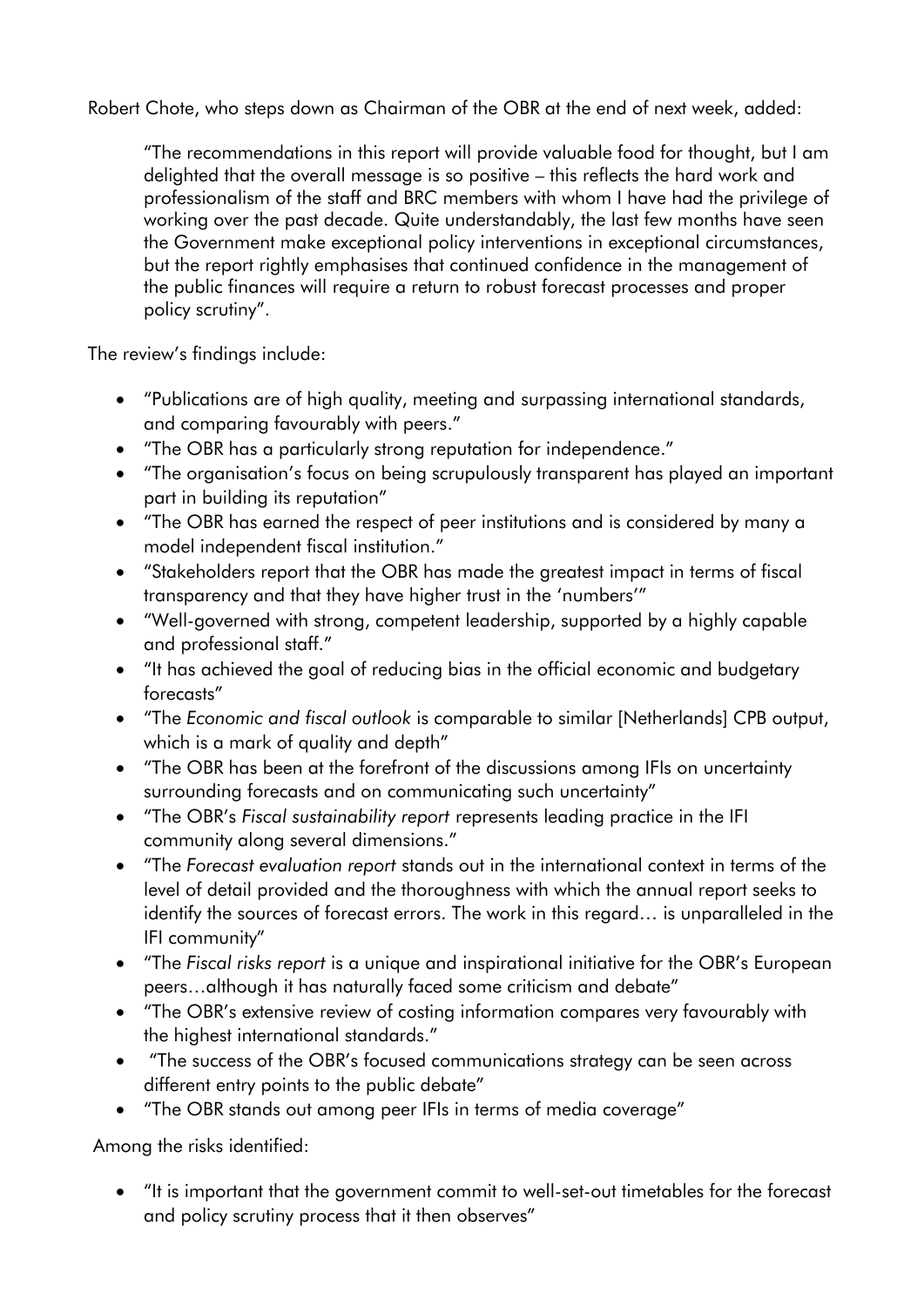Robert Chote, who steps down as Chairman of the OBR at the end of next week, added:

> "The recommendations in this report will provide valuable food for thought, but I am delighted that the overall message is so positive – this reflects the hard work and professionalism of the staff and BRC members with whom I have had the privilege of working over the past decade. Quite understandably, the last few months have seen the Government make exceptional policy interventions in exceptional circumstances, but the report rightly emphasises that continued confidence in the management of the public finances will require a return to robust forecast processes and proper policy scrutiny".

The review's findings include:

- "Publications are of high quality, meeting and surpassing international standards, and comparing favourably with peers."
- "The OBR has a particularly strong reputation for independence."
- "The organisation's focus on being scrupulously transparent has played an important part in building its reputation"
- "The OBR has earned the respect of peer institutions and is considered by many a model independent fiscal institution."
- "Stakeholders report that the OBR has made the greatest impact in terms of fiscal transparency and that they have higher trust in the 'numbers'"
- "Well-governed with strong, competent leadership, supported by a highly capable and professional staff."
- "It has achieved the goal of reducing bias in the official economic and budgetary forecasts"
- "The *Economic and fiscal outlook* is comparable to similar [Netherlands] CPB output, which is a mark of quality and depth"
- "The OBR has been at the forefront of the discussions among IFIs on uncertainty surrounding forecasts and on communicating such uncertainty"
- "The OBR's *Fiscal sustainability report* represents leading practice in the IFI community along several dimensions."
- "The *Forecast evaluation report* stands out in the international context in terms of the level of detail provided and the thoroughness with which the annual report seeks to identify the sources of forecast errors. The work in this regard… is unparalleled in the IFI community"
- "The *Fiscal risks report* is a unique and inspirational initiative for the OBR's European peers…although it has naturally faced some criticism and debate"
- "The OBR's extensive review of costing information compares very favourably with the highest international standards."
- "The success of the OBR's focused communications strategy can be seen across different entry points to the public debate"
- "The OBR stands out among peer IFIs in terms of media coverage"

Among the risks identified:

- "It is important that the government commit to well-set-out timetables for the forecast and policy scrutiny process that it then observes"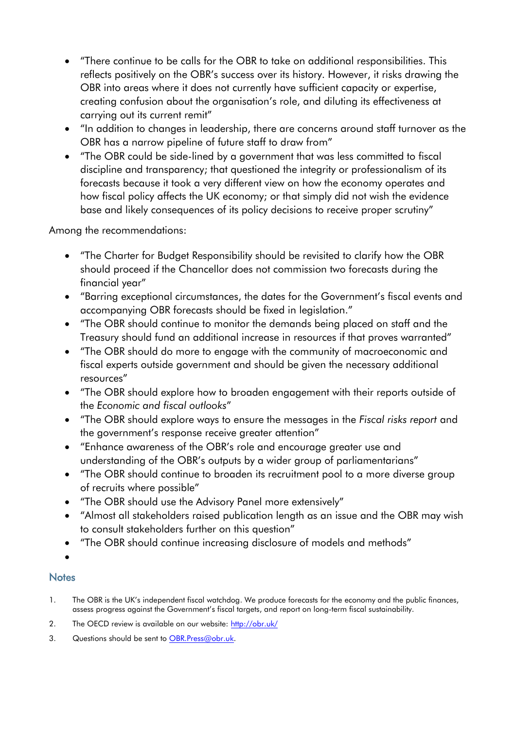- "There continue to be calls for the OBR to take on additional responsibilities. This reflects positively on the OBR's success over its history. However, it risks drawing the OBR into areas where it does not currently have sufficient capacity or expertise, creating confusion about the organisation's role, and diluting its effectiveness at carrying out its current remit"
- "In addition to changes in leadership, there are concerns around staff turnover as the OBR has a narrow pipeline of future staff to draw from"
- "The OBR could be side-lined by a government that was less committed to fiscal discipline and transparency; that questioned the integrity or professionalism of its forecasts because it took a very different view on how the economy operates and how fiscal policy affects the UK economy; or that simply did not wish the evidence base and likely consequences of its policy decisions to receive proper scrutiny"

Among the recommendations:

- "The Charter for Budget Responsibility should be revisited to clarify how the OBR should proceed if the Chancellor does not commission two forecasts during the financial year"
- "Barring exceptional circumstances, the dates for the Government's fiscal events and accompanying OBR forecasts should be fixed in legislation."
- "The OBR should continue to monitor the demands being placed on staff and the Treasury should fund an additional increase in resources if that proves warranted"
- "The OBR should do more to engage with the community of macroeconomic and fiscal experts outside government and should be given the necessary additional resources"
- "The OBR should explore how to broaden engagement with their reports outside of the *Economic and fiscal outlooks*"
- "The OBR should explore ways to ensure the messages in the *Fiscal risks report* and the government's response receive greater attention"
- "Enhance awareness of the OBR's role and encourage greater use and understanding of the OBR's outputs by a wider group of parliamentarians"
- "The OBR should continue to broaden its recruitment pool to a more diverse group of recruits where possible"
- "The OBR should use the Advisory Panel more extensively"
- "Almost all stakeholders raised publication length as an issue and the OBR may wish to consult stakeholders further on this question"
- "The OBR should continue increasing disclosure of models and methods"

## Notes

1. The OBR is the UK's independent fiscal watchdog. We produce forecasts for the economy and the public finances, assess progress against the Government's fiscal targets, and report on long-term fiscal sustainability.
2. The OECD review is available on our website: http://obr.uk/
3. Questions should be sent to OBR.Press@obr.uk.